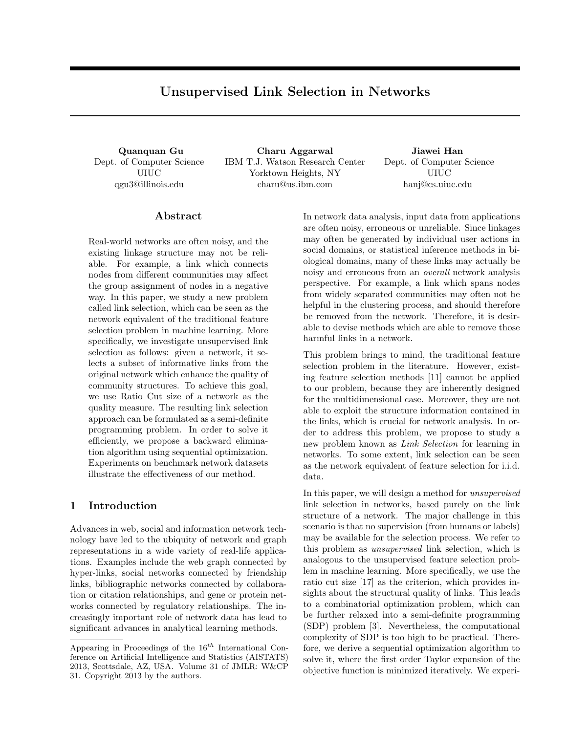# Unsupervised Link Selection in Networks

**Quanquan Gu**
Dept. of Computer Science
UIUC
qgu3@illinois.edu

**Charu Aggarwal**
IBM T.J. Watson Research Center
Yorktown Heights, NY
charu@us.ibm.com

**Jiawei Han**
Dept. of Computer Science
UIUC
hanj@cs.uiuc.edu

## Abstract

Real-world networks are often noisy, and the existing linkage structure may not be reliable. For example, a link which connects nodes from different communities may affect the group assignment of nodes in a negative way. In this paper, we study a new problem called link selection, which can be seen as the network equivalent of the traditional feature selection problem in machine learning. More specifically, we investigate unsupervised link selection as follows: given a network, it selects a subset of informative links from the original network which enhance the quality of community structures. To achieve this goal, we use Ratio Cut size of a network as the quality measure. The resulting link selection approach can be formulated as a semi-definite programming problem. In order to solve it efficiently, we propose a backward elimination algorithm using sequential optimization. Experiments on benchmark network datasets illustrate the effectiveness of our method.

## 1 Introduction

Advances in web, social and information network technology have led to the ubiquity of network and graph representations in a wide variety of real-life applications. Examples include the web graph connected by hyper-links, social networks connected by friendship links, bibliographic networks connected by collaboration or citation relationships, and gene or protein networks connected by regulatory relationships. The increasingly important role of network data has lead to significant advances in analytical learning methods.

In network data analysis, input data from applications are often noisy, erroneous or unreliable. Since linkages may often be generated by individual user actions in social domains, or statistical inference methods in biological domains, many of these links may actually be noisy and erroneous from an *overall* network analysis perspective. For example, a link which spans nodes from widely separated communities may often not be helpful in the clustering process, and should therefore be removed from the network. Therefore, it is desirable to devise methods which are able to remove those harmful links in a network.

This problem brings to mind, the traditional feature selection problem in the literature. However, existing feature selection methods [11] cannot be applied to our problem, because they are inherently designed for the multidimensional case. Moreover, they are not able to exploit the structure information contained in the links, which is crucial for network analysis. In order to address this problem, we propose to study a new problem known as *Link Selection* for learning in networks. To some extent, link selection can be seen as the network equivalent of feature selection for i.i.d. data.

In this paper, we will design a method for *unsupervised* link selection in networks, based purely on the link structure of a network. The major challenge in this scenario is that no supervision (from humans or labels) may be available for the selection process. We refer to this problem as *unsupervised* link selection, which is analogous to the unsupervised feature selection problem in machine learning. More specifically, we use the ratio cut size [17] as the criterion, which provides insights about the structural quality of links. This leads to a combinatorial optimization problem, which can be further relaxed into a semi-definite programming (SDP) problem [3]. Nevertheless, the computational complexity of SDP is too high to be practical. Therefore, we derive a sequential optimization algorithm to solve it, where the first order Taylor expansion of the objective function is minimized iteratively. We experi-

---

Appearing in Proceedings of the $16^{th}$ International Conference on Artificial Intelligence and Statistics (AISTATS) 2013, Scottsdale, AZ, USA. Volume 31 of JMLR: W&CP 31. Copyright 2013 by the authors.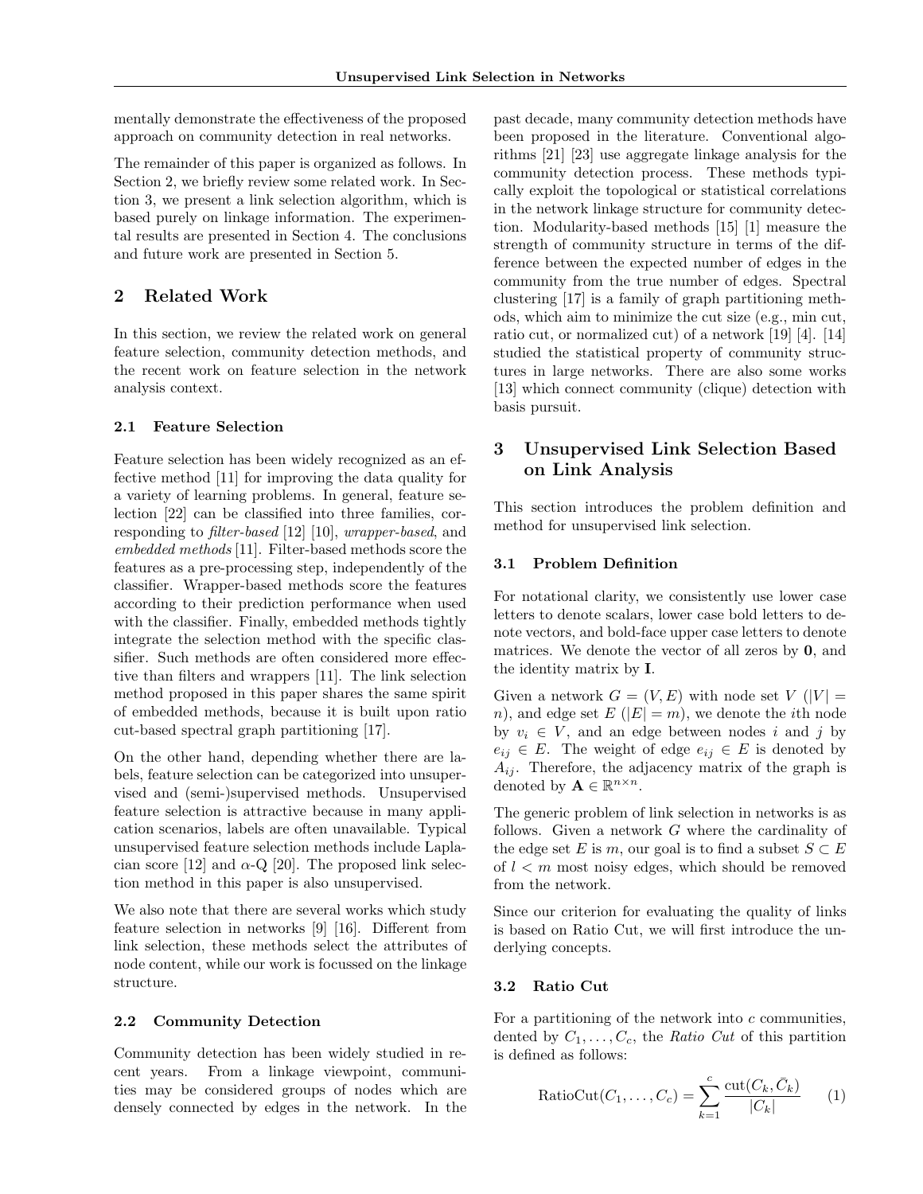mentally demonstrate the effectiveness of the proposed approach on community detection in real networks.

The remainder of this paper is organized as follows. In Section 2, we briefly review some related work. In Section 3, we present a link selection algorithm, which is based purely on linkage information. The experimental results are presented in Section 4. The conclusions and future work are presented in Section 5.

## 2 Related Work

In this section, we review the related work on general feature selection, community detection methods, and the recent work on feature selection in the network analysis context.

### 2.1 Feature Selection

Feature selection has been widely recognized as an effective method [11] for improving the data quality for a variety of learning problems. In general, feature selection [22] can be classified into three families, corresponding to *filter-based* [12] [10], *wrapper-based*, and *embedded methods* [11]. Filter-based methods score the features as a pre-processing step, independently of the classifier. Wrapper-based methods score the features according to their prediction performance when used with the classifier. Finally, embedded methods tightly integrate the selection method with the specific classifier. Such methods are often considered more effective than filters and wrappers [11]. The link selection method proposed in this paper shares the same spirit of embedded methods, because it is built upon ratio cut-based spectral graph partitioning [17].

On the other hand, depending whether there are labels, feature selection can be categorized into unsupervised and (semi-)supervised methods. Unsupervised feature selection is attractive because in many application scenarios, labels are often unavailable. Typical unsupervised feature selection methods include Laplacian score [12] and $\alpha$-Q [20]. The proposed link selection method in this paper is also unsupervised.

We also note that there are several works which study feature selection in networks [9] [16]. Different from link selection, these methods select the attributes of node content, while our work is focussed on the linkage structure.

### 2.2 Community Detection

Community detection has been widely studied in recent years. From a linkage viewpoint, communities may be considered groups of nodes which are densely connected by edges in the network. In the past decade, many community detection methods have been proposed in the literature. Conventional algorithms [21] [23] use aggregate linkage analysis for the community detection process. These methods typically exploit the topological or statistical correlations in the network linkage structure for community detection. Modularity-based methods [15] [1] measure the strength of community structure in terms of the difference between the expected number of edges in the community from the true number of edges. Spectral clustering [17] is a family of graph partitioning methods, which aim to minimize the cut size (e.g., min cut, ratio cut, or normalized cut) of a network [19] [4]. [14] studied the statistical property of community structures in large networks. There are also some works [13] which connect community (clique) detection with basis pursuit.

## 3 Unsupervised Link Selection Based on Link Analysis

This section introduces the problem definition and method for unsupervised link selection.

### 3.1 Problem Definition

For notational clarity, we consistently use lower case letters to denote scalars, lower case bold letters to denote vectors, and bold-face upper case letters to denote matrices. We denote the vector of all zeros by $\mathbf{0}$, and the identity matrix by $\mathbf{I}$.

Given a network $G = (V, E)$ with node set $V$ ($|V| = n$), and edge set $E$ ($|E| = m$), we denote the $i$th node by $v_i \in V$, and an edge between nodes $i$ and $j$ by $e_{ij} \in E$. The weight of edge $e_{ij} \in E$ is denoted by $A_{ij}$. Therefore, the adjacency matrix of the graph is denoted by $\mathbf{A} \in \mathbb{R}^{n \times n}$.

The generic problem of link selection in networks is as follows. Given a network $G$ where the cardinality of the edge set $E$ is $m$, our goal is to find a subset $S \subset E$ of $l < m$ most noisy edges, which should be removed from the network.

Since our criterion for evaluating the quality of links is based on Ratio Cut, we will first introduce the underlying concepts.

### 3.2 Ratio Cut

For a partitioning of the network into $c$ communities, dented by $C_1, \ldots, C_c$, the *Ratio Cut* of this partition is defined as follows:

$$\text{RatioCut}(C_1, \ldots, C_c) = \sum_{k=1}^{c} \frac{\text{cut}(C_k, \bar{C}_k)}{|C_k|} \qquad (1)$$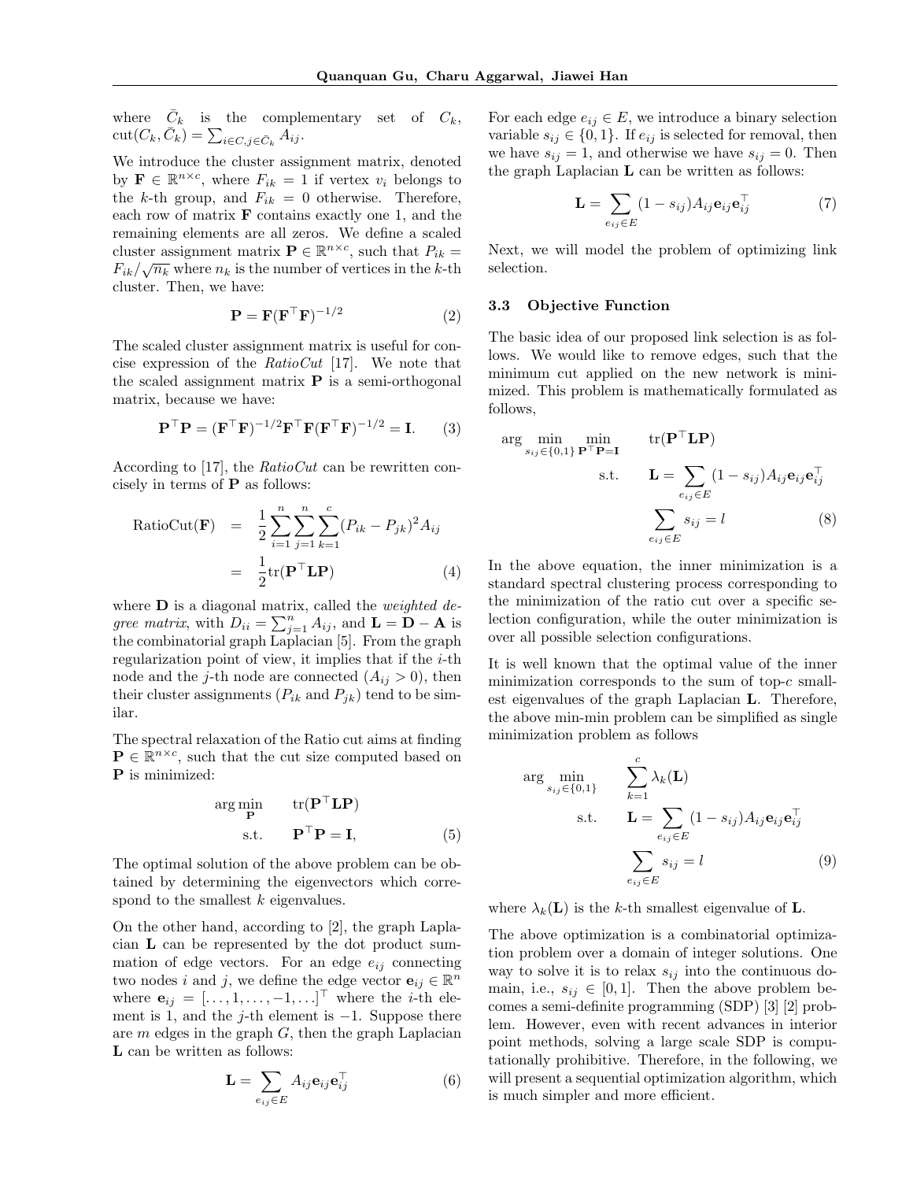where $\bar{C}_k$ is the complementary set of $C_k$, $\text{cut}(C_k, \bar{C}_k) = \sum_{i \in C, j \in \bar{C}_k} A_{ij}$.

We introduce the cluster assignment matrix, denoted by $\mathbf{F} \in \mathbb{R}^{n \times c}$, where $F_{ik} = 1$ if vertex $v_i$ belongs to the $k$-th group, and $F_{ik} = 0$ otherwise. Therefore, each row of matrix $\mathbf{F}$ contains exactly one 1, and the remaining elements are all zeros. We define a scaled cluster assignment matrix $\mathbf{P} \in \mathbb{R}^{n \times c}$, such that $P_{ik} = F_{ik}/\sqrt{n_k}$ where $n_k$ is the number of vertices in the $k$-th cluster. Then, we have:

$$\mathbf{P} = \mathbf{F}(\mathbf{F}^\top \mathbf{F})^{-1/2} \tag{2}$$

The scaled cluster assignment matrix is useful for concise expression of the *RatioCut* [17]. We note that the scaled assignment matrix $\mathbf{P}$ is a semi-orthogonal matrix, because we have:

$$\mathbf{P}^\top \mathbf{P} = (\mathbf{F}^\top \mathbf{F})^{-1/2} \mathbf{F}^\top \mathbf{F} (\mathbf{F}^\top \mathbf{F})^{-1/2} = \mathbf{I}. \tag{3}$$

According to [17], the *RatioCut* can be rewritten concisely in terms of $\mathbf{P}$ as follows:

$$\begin{aligned} \text{RatioCut}(\mathbf{F}) &= \frac{1}{2} \sum_{i=1}^{n} \sum_{j=1}^{n} \sum_{k=1}^{c} (P_{ik} - P_{jk})^2 A_{ij} \\ &= \frac{1}{2} \text{tr}(\mathbf{P}^\top \mathbf{L} \mathbf{P}) \end{aligned} \tag{4}$$

where $\mathbf{D}$ is a diagonal matrix, called the *weighted degree matrix*, with $D_{ii} = \sum_{j=1}^{n} A_{ij}$, and $\mathbf{L} = \mathbf{D} - \mathbf{A}$ is the combinatorial graph Laplacian [5]. From the graph regularization point of view, it implies that if the $i$-th node and the $j$-th node are connected ($A_{ij} > 0$), then their cluster assignments ($P_{ik}$ and $P_{jk}$) tend to be similar.

The spectral relaxation of the Ratio cut aims at finding $\mathbf{P} \in \mathbb{R}^{n \times c}$, such that the cut size computed based on $\mathbf{P}$ is minimized:

$$\begin{aligned} \arg\min_{\mathbf{P}} \quad & \text{tr}(\mathbf{P}^\top \mathbf{L} \mathbf{P}) \\ \text{s.t.} \quad & \mathbf{P}^\top \mathbf{P} = \mathbf{I}, \end{aligned} \tag{5}$$

The optimal solution of the above problem can be obtained by determining the eigenvectors which correspond to the smallest $k$ eigenvalues.

On the other hand, according to [2], the graph Laplacian $\mathbf{L}$ can be represented by the dot product summation of edge vectors. For an edge $e_{ij}$ connecting two nodes $i$ and $j$, we define the edge vector $\mathbf{e}_{ij} \in \mathbb{R}^n$ where $\mathbf{e}_{ij} = [\ldots, 1, \ldots, -1, \ldots]^\top$ where the $i$-th element is 1, and the $j$-th element is $-1$. Suppose there are $m$ edges in the graph $G$, then the graph Laplacian $\mathbf{L}$ can be written as follows:

$$\mathbf{L} = \sum_{e_{ij} \in E} A_{ij} \mathbf{e}_{ij} \mathbf{e}_{ij}^\top \tag{6}$$

For each edge $e_{ij} \in E$, we introduce a binary selection variable $s_{ij} \in \{0, 1\}$. If $e_{ij}$ is selected for removal, then we have $s_{ij} = 1$, and otherwise we have $s_{ij} = 0$. Then the graph Laplacian $\mathbf{L}$ can be written as follows:

$$\mathbf{L} = \sum_{e_{ij} \in E} (1 - s_{ij}) A_{ij} \mathbf{e}_{ij} \mathbf{e}_{ij}^\top \tag{7}$$

Next, we will model the problem of optimizing link selection.

### 3.3 Objective Function

The basic idea of our proposed link selection is as follows. We would like to remove edges, such that the minimum cut applied on the new network is minimized. This problem is mathematically formulated as follows,

$$\begin{aligned} \arg\min_{s_{ij} \in \{0,1\}} \min_{\mathbf{P}^\top \mathbf{P} = \mathbf{I}} \quad & \text{tr}(\mathbf{P}^\top \mathbf{L} \mathbf{P}) \\ \text{s.t.} \quad & \mathbf{L} = \sum_{e_{ij} \in E} (1 - s_{ij}) A_{ij} \mathbf{e}_{ij} \mathbf{e}_{ij}^\top \\ & \sum_{e_{ij} \in E} s_{ij} = l \end{aligned} \tag{8}$$

In the above equation, the inner minimization is a standard spectral clustering process corresponding to the minimization of the ratio cut over a specific selection configuration, while the outer minimization is over all possible selection configurations.

It is well known that the optimal value of the inner minimization corresponds to the sum of top-$c$ smallest eigenvalues of the graph Laplacian $\mathbf{L}$. Therefore, the above min-min problem can be simplified as single minimization problem as follows

$$\begin{aligned} \arg\min_{s_{ij} \in \{0,1\}} \quad & \sum_{k=1}^{c} \lambda_k(\mathbf{L}) \\ \text{s.t.} \quad & \mathbf{L} = \sum_{e_{ij} \in E} (1 - s_{ij}) A_{ij} \mathbf{e}_{ij} \mathbf{e}_{ij}^\top \\ & \sum_{e_{ij} \in E} s_{ij} = l \end{aligned} \tag{9}$$

where $\lambda_k(\mathbf{L})$ is the $k$-th smallest eigenvalue of $\mathbf{L}$.

The above optimization is a combinatorial optimization problem over a domain of integer solutions. One way to solve it is to relax $s_{ij}$ into the continuous domain, i.e., $s_{ij} \in [0, 1]$. Then the above problem becomes a semi-definite programming (SDP) [3] [2] problem. However, even with recent advances in interior point methods, solving a large scale SDP is computationally prohibitive. Therefore, in the following, we will present a sequential optimization algorithm, which is much simpler and more efficient.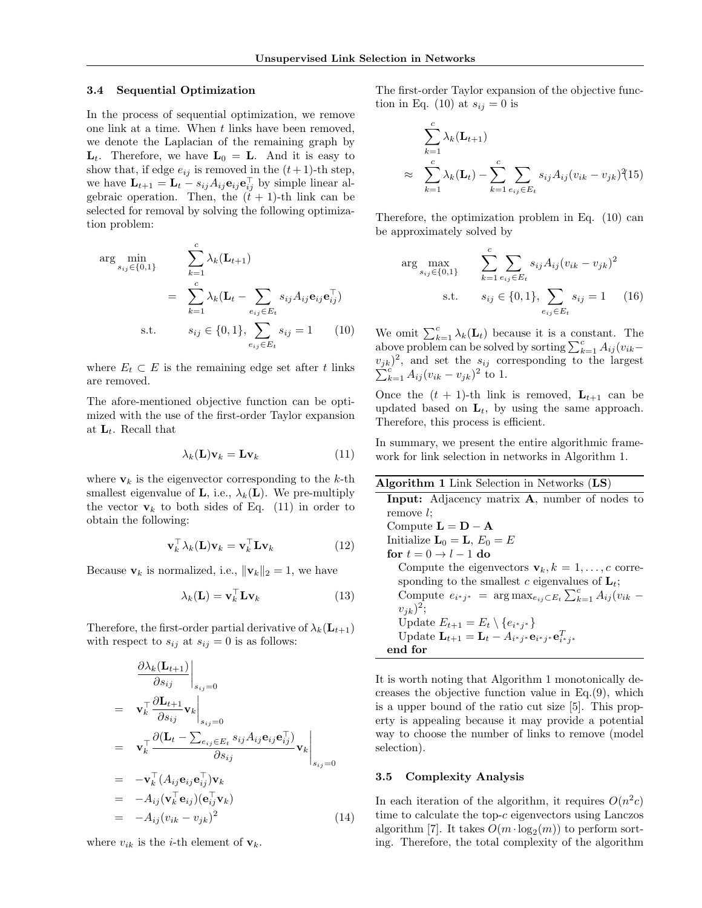### 3.4 Sequential Optimization

In the process of sequential optimization, we remove one link at a time. When $t$ links have been removed, we denote the Laplacian of the remaining graph by $\mathbf{L}_t$. Therefore, we have $\mathbf{L}_0 = \mathbf{L}$. And it is easy to show that, if edge $e_{ij}$ is removed in the $(t+1)$-th step, we have $\mathbf{L}_{t+1} = \mathbf{L}_t - s_{ij}A_{ij}\mathbf{e}_{ij}\mathbf{e}_{ij}^\top$ by simple linear algebraic operation. Then, the $(t+1)$-th link can be selected for removal by solving the following optimization problem:

$$
\begin{aligned}
\arg\min_{s_{ij}\in\{0,1\}} \quad & \sum_{k=1}^{c} \lambda_k(\mathbf{L}_{t+1}) \\
= \quad & \sum_{k=1}^{c} \lambda_k(\mathbf{L}_t - \sum_{e_{ij}\in E_t} s_{ij}A_{ij}\mathbf{e}_{ij}\mathbf{e}_{ij}^\top) \\
\text{s.t.} \quad & s_{ij}\in\{0,1\}, \sum_{e_{ij}\in E_t} s_{ij} = 1 \qquad (10)
\end{aligned}
$$

where $E_t \subset E$ is the remaining edge set after $t$ links are removed.

The afore-mentioned objective function can be optimized with the use of the first-order Taylor expansion at $\mathbf{L}_t$. Recall that

$$
\lambda_k(\mathbf{L})\mathbf{v}_k = \mathbf{L}\mathbf{v}_k \qquad (11)
$$

where $\mathbf{v}_k$ is the eigenvector corresponding to the $k$-th smallest eigenvalue of $\mathbf{L}$, i.e., $\lambda_k(\mathbf{L})$. We pre-multiply the vector $\mathbf{v}_k$ to both sides of Eq. (11) in order to obtain the following:

$$
\mathbf{v}_k^\top \lambda_k(\mathbf{L})\mathbf{v}_k = \mathbf{v}_k^\top \mathbf{L}\mathbf{v}_k \qquad (12)
$$

Because $\mathbf{v}_k$ is normalized, i.e., $\|\mathbf{v}_k\|_2 = 1$, we have

$$
\lambda_k(\mathbf{L}) = \mathbf{v}_k^\top \mathbf{L}\mathbf{v}_k \qquad (13)
$$

Therefore, the first-order partial derivative of $\lambda_k(\mathbf{L}_{t+1})$ with respect to $s_{ij}$ at $s_{ij}=0$ is as follows:

$$
\begin{aligned}
& \left.\frac{\partial \lambda_k(\mathbf{L}_{t+1})}{\partial s_{ij}}\right|_{s_{ij}=0} \\
= \quad & \mathbf{v}_k^\top \left.\frac{\partial \mathbf{L}_{t+1}}{\partial s_{ij}}\mathbf{v}_k\right|_{s_{ij}=0} \\
= \quad & \mathbf{v}_k^\top \left.\frac{\partial(\mathbf{L}_t - \sum_{e_{ij}\in E_t} s_{ij}A_{ij}\mathbf{e}_{ij}\mathbf{e}_{ij}^\top)}{\partial s_{ij}}\mathbf{v}_k\right|_{s_{ij}=0} \\
= \quad & -\mathbf{v}_k^\top(A_{ij}\mathbf{e}_{ij}\mathbf{e}_{ij}^\top)\mathbf{v}_k \\
= \quad & -A_{ij}(\mathbf{v}_k^\top\mathbf{e}_{ij})(\mathbf{e}_{ij}^\top\mathbf{v}_k) \\
= \quad & -A_{ij}(v_{ik}-v_{jk})^2 \qquad (14)
\end{aligned}
$$

where $v_{ik}$ is the $i$-th element of $\mathbf{v}_k$.

The first-order Taylor expansion of the objective function in Eq. (10) at $s_{ij}=0$ is

$$
\begin{aligned}
& \sum_{k=1}^{c} \lambda_k(\mathbf{L}_{t+1}) \\
\approx \quad & \sum_{k=1}^{c} \lambda_k(\mathbf{L}_t) - \sum_{k=1}^{c}\sum_{e_{ij}\in E_t} s_{ij}A_{ij}(v_{ik}-v_{jk})^2 \qquad (15)
\end{aligned}
$$

Therefore, the optimization problem in Eq. (10) can be approximately solved by

$$
\begin{aligned}
\arg\max_{s_{ij}\in\{0,1\}} \quad & \sum_{k=1}^{c}\sum_{e_{ij}\in E_t} s_{ij}A_{ij}(v_{ik}-v_{jk})^2 \\
\text{s.t.} \quad & s_{ij}\in\{0,1\}, \sum_{e_{ij}\in E_t} s_{ij} = 1 \qquad (16)
\end{aligned}
$$

We omit $\sum_{k=1}^{c}\lambda_k(\mathbf{L}_t)$ because it is a constant. The above problem can be solved by sorting $\sum_{k=1}^{c} A_{ij}(v_{ik}-v_{jk})^2$, and set the $s_{ij}$ corresponding to the largest $\sum_{k=1}^{c} A_{ij}(v_{ik}-v_{jk})^2$ to 1.

Once the $(t+1)$-th link is removed, $\mathbf{L}_{t+1}$ can be updated based on $\mathbf{L}_t$, by using the same approach. Therefore, this process is efficient.

In summary, we present the entire algorithmic framework for link selection in networks in Algorithm 1.

**Algorithm 1** Link Selection in Networks (**LS**)

**Input:** Adjacency matrix $\mathbf{A}$, number of nodes to remove $l$;
Compute $\mathbf{L} = \mathbf{D} - \mathbf{A}$
Initialize $\mathbf{L}_0 = \mathbf{L}$, $E_0 = E$
**for** $t = 0 \to l-1$ **do**
  Compute the eigenvectors $\mathbf{v}_k, k = 1, \ldots, c$ corresponding to the smallest $c$ eigenvalues of $\mathbf{L}_t$;
  Compute $e_{i^*j^*} = \arg\max_{e_{ij}\subset E_t} \sum_{k=1}^{c} A_{ij}(v_{ik}-v_{jk})^2$;
  Update $E_{t+1} = E_t \setminus \{e_{i^*j^*}\}$
  Update $\mathbf{L}_{t+1} = \mathbf{L}_t - A_{i^*j^*}\mathbf{e}_{i^*j^*}\mathbf{e}_{i^*j^*}^T$
**end for**

It is worth noting that Algorithm 1 monotonically decreases the objective function value in Eq.(9), which is a upper bound of the ratio cut size [5]. This property is appealing because it may provide a potential way to choose the number of links to remove (model selection).

### 3.5 Complexity Analysis

In each iteration of the algorithm, it requires $O(n^2c)$ time to calculate the top-$c$ eigenvectors using Lanczos algorithm [7]. It takes $O(m \cdot \log_2(m))$ to perform sorting. Therefore, the total complexity of the algorithm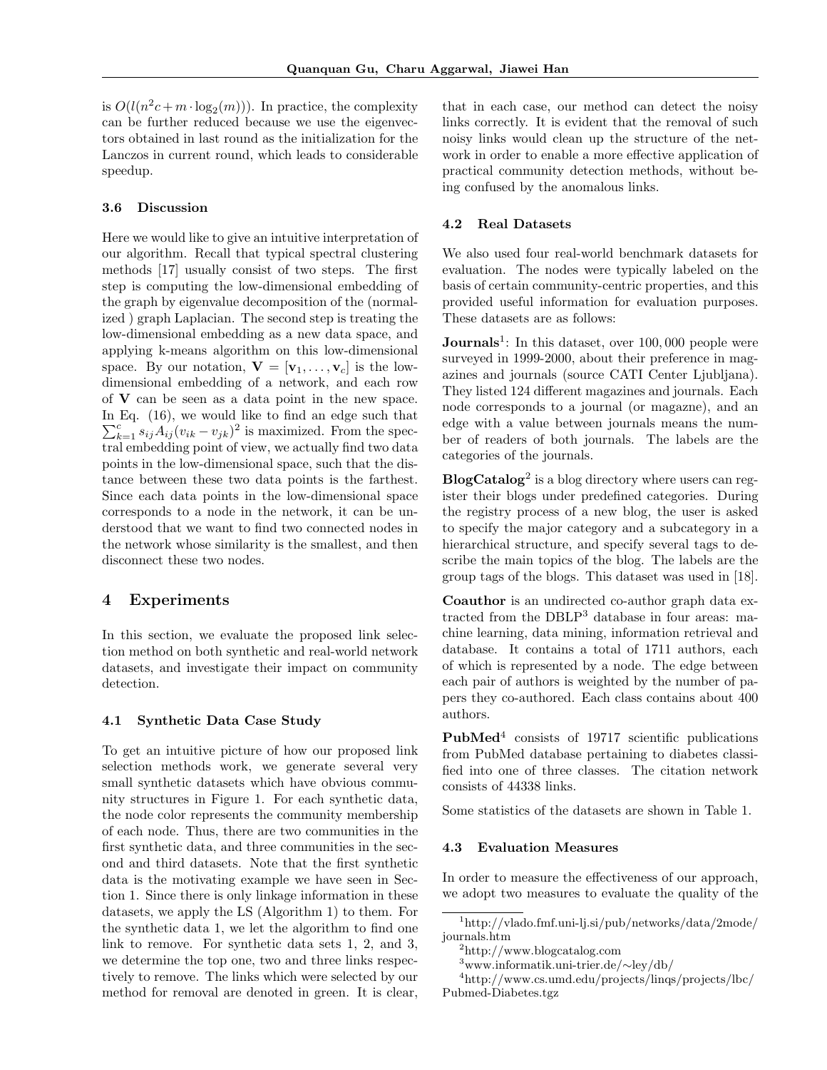is $O(l(n^2c + m \cdot \log_2(m)))$. In practice, the complexity can be further reduced because we use the eigenvectors obtained in last round as the initialization for the Lanczos in current round, which leads to considerable speedup.

### 3.6 Discussion

Here we would like to give an intuitive interpretation of our algorithm. Recall that typical spectral clustering methods [17] usually consist of two steps. The first step is computing the low-dimensional embedding of the graph by eigenvalue decomposition of the (normalized ) graph Laplacian. The second step is treating the low-dimensional embedding as a new data space, and applying k-means algorithm on this low-dimensional space. By our notation, $\mathbf{V} = [\mathbf{v}_1, \ldots, \mathbf{v}_c]$ is the low-dimensional embedding of a network, and each row of $\mathbf{V}$ can be seen as a data point in the new space. In Eq. (16), we would like to find an edge such that $\sum_{k=1}^{c} s_{ij} A_{ij} (v_{ik} - v_{jk})^2$ is maximized. From the spectral embedding point of view, we actually find two data points in the low-dimensional space, such that the distance between these two data points is the farthest. Since each data points in the low-dimensional space corresponds to a node in the network, it can be understood that we want to find two connected nodes in the network whose similarity is the smallest, and then disconnect these two nodes.

## 4 Experiments

In this section, we evaluate the proposed link selection method on both synthetic and real-world network datasets, and investigate their impact on community detection.

### 4.1 Synthetic Data Case Study

To get an intuitive picture of how our proposed link selection methods work, we generate several very small synthetic datasets which have obvious community structures in Figure 1. For each synthetic data, the node color represents the community membership of each node. Thus, there are two communities in the first synthetic data, and three communities in the second and third datasets. Note that the first synthetic data is the motivating example we have seen in Section 1. Since there is only linkage information in these datasets, we apply the LS (Algorithm 1) to them. For the synthetic data 1, we let the algorithm to find one link to remove. For synthetic data sets 1, 2, and 3, we determine the top one, two and three links respectively to remove. The links which were selected by our method for removal are denoted in green. It is clear, that in each case, our method can detect the noisy links correctly. It is evident that the removal of such noisy links would clean up the structure of the network in order to enable a more effective application of practical community detection methods, without being confused by the anomalous links.

### 4.2 Real Datasets

We also used four real-world benchmark datasets for evaluation. The nodes were typically labeled on the basis of certain community-centric properties, and this provided useful information for evaluation purposes. These datasets are as follows:

**Journals**[1]: In this dataset, over 100,000 people were surveyed in 1999-2000, about their preference in magazines and journals (source CATI Center Ljubljana). They listed 124 different magazines and journals. Each node corresponds to a journal (or magazne), and an edge with a value between journals means the number of readers of both journals. The labels are the categories of the journals.

**BlogCatalog**[2] is a blog directory where users can register their blogs under predefined categories. During the registry process of a new blog, the user is asked to specify the major category and a subcategory in a hierarchical structure, and specify several tags to describe the main topics of the blog. The labels are the group tags of the blogs. This dataset was used in [18].

**Coauthor** is an undirected co-author graph data extracted from the DBLP[3] database in four areas: machine learning, data mining, information retrieval and database. It contains a total of 1711 authors, each of which is represented by a node. The edge between each pair of authors is weighted by the number of papers they co-authored. Each class contains about 400 authors.

**PubMed**[4] consists of 19717 scientific publications from PubMed database pertaining to diabetes classified into one of three classes. The citation network consists of 44338 links.

Some statistics of the datasets are shown in Table 1.

### 4.3 Evaluation Measures

In order to measure the effectiveness of our approach, we adopt two measures to evaluate the quality of the

---

[1] http://vlado.fmf.uni-lj.si/pub/networks/data/2mode/journals.htm

[2] http://www.blogcatalog.com

[3] www.informatik.uni-trier.de/∼ley/db/

[4] http://www.cs.umd.edu/projects/linqs/projects/lbc/Pubmed-Diabetes.tgz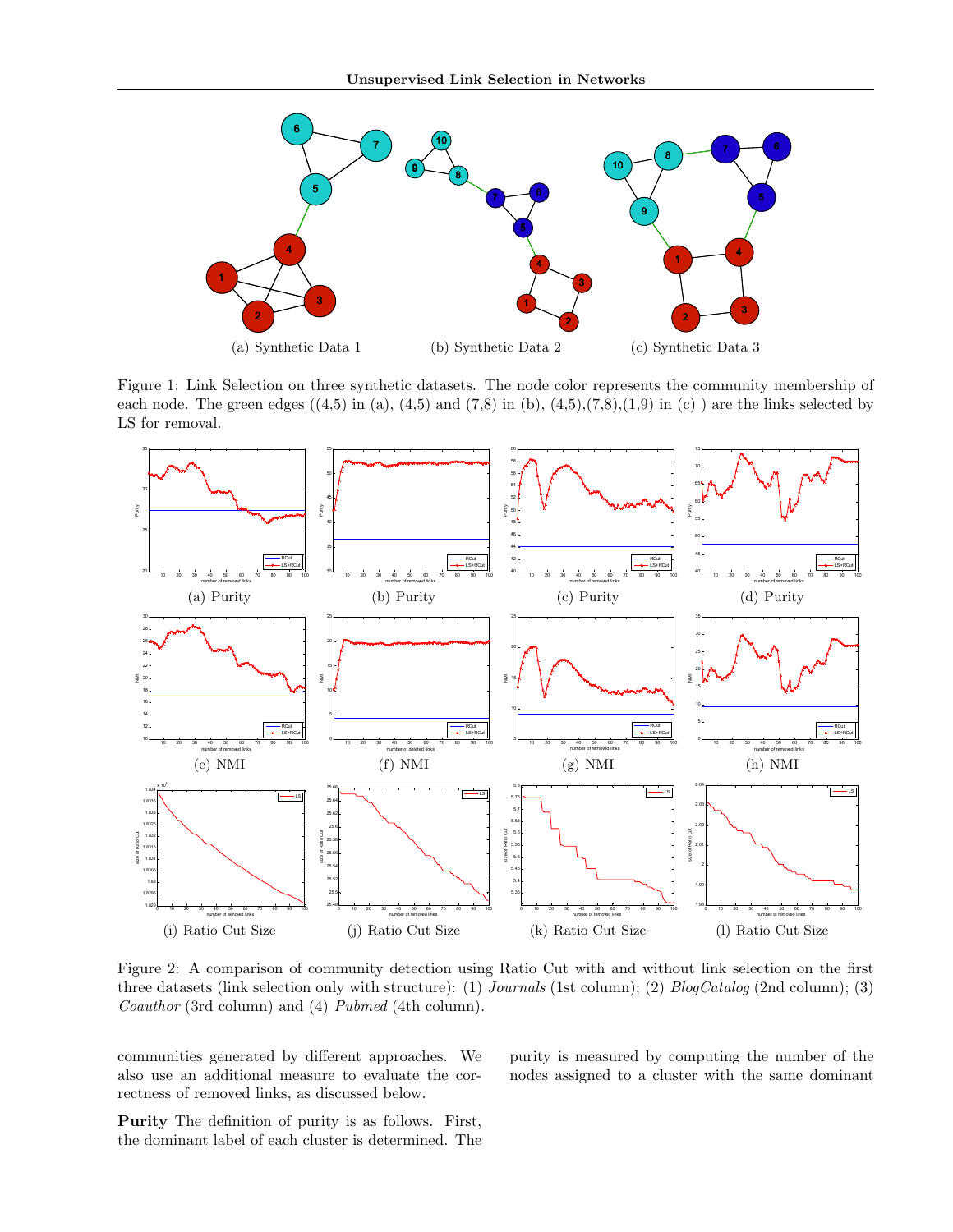(a) Synthetic Data 1 (b) Synthetic Data 2 (c) Synthetic Data 3

Figure 1: Link Selection on three synthetic datasets. The node color represents the community membership of each node. The green edges ((4,5) in (a), (4,5) and (7,8) in (b), (4,5),(7,8),(1,9) in (c) ) are the links selected by LS for removal.

(a) Purity (b) Purity (c) Purity (d) Purity

(e) NMI (f) NMI (g) NMI (h) NMI

(i) Ratio Cut Size (j) Ratio Cut Size (k) Ratio Cut Size (l) Ratio Cut Size

Figure 2: A comparison of community detection using Ratio Cut with and without link selection on the first three datasets (link selection only with structure): (1) *Journals* (1st column); (2) *BlogCatalog* (2nd column); (3) *Coauthor* (3rd column) and (4) *Pubmed* (4th column).

communities generated by different approaches. We also use an additional measure to evaluate the correctness of removed links, as discussed below.

**Purity** The definition of purity is as follows. First, the dominant label of each cluster is determined. The purity is measured by computing the number of the nodes assigned to a cluster with the same dominant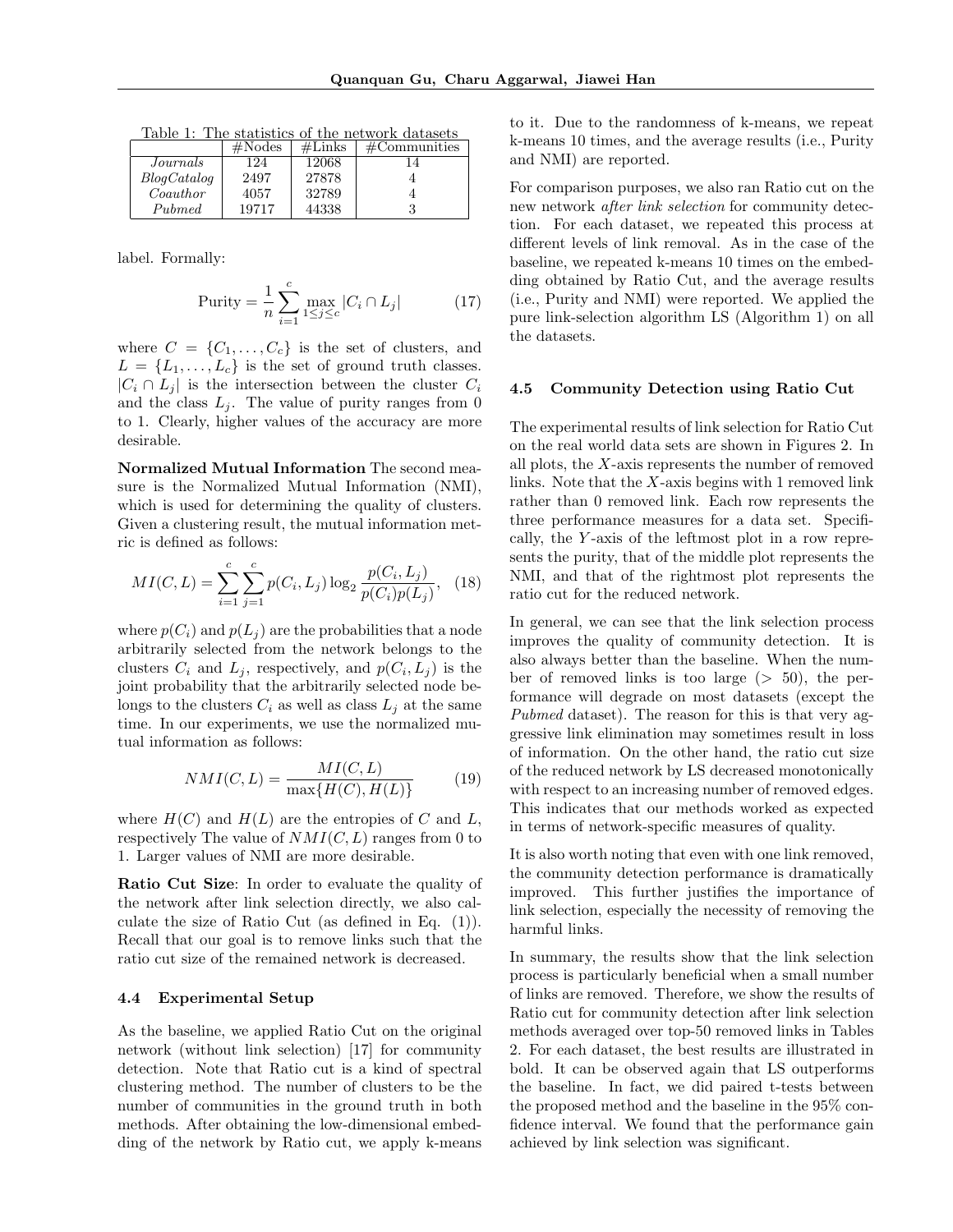Table 1: The statistics of the network datasets

| | #Nodes | #Links | #Communities |
|---|---|---|---|
| *Journals* | 124 | 12068 | 14 |
| *BlogCatalog* | 2497 | 27878 | 4 |
| *Coauthor* | 4057 | 32789 | 4 |
| *Pubmed* | 19717 | 44338 | 3 |

label. Formally:

$$\text{Purity} = \frac{1}{n}\sum_{i=1}^{c} \max_{1\leq j\leq c} |C_i \cap L_j| \tag{17}$$

where $C = \{C_1, \ldots, C_c\}$ is the set of clusters, and $L = \{L_1, \ldots, L_c\}$ is the set of ground truth classes. $|C_i \cap L_j|$ is the intersection between the cluster $C_i$ and the class $L_j$. The value of purity ranges from 0 to 1. Clearly, higher values of the accuracy are more desirable.

**Normalized Mutual Information** The second measure is the Normalized Mutual Information (NMI), which is used for determining the quality of clusters. Given a clustering result, the mutual information metric is defined as follows:

$$MI(C,L) = \sum_{i=1}^{c}\sum_{j=1}^{c} p(C_i, L_j) \log_2 \frac{p(C_i, L_j)}{p(C_i)p(L_j)}, \tag{18}$$

where $p(C_i)$ and $p(L_j)$ are the probabilities that a node arbitrarily selected from the network belongs to the clusters $C_i$ and $L_j$, respectively, and $p(C_i, L_j)$ is the joint probability that the arbitrarily selected node belongs to the clusters $C_i$ as well as class $L_j$ at the same time. In our experiments, we use the normalized mutual information as follows:

$$NMI(C,L) = \frac{MI(C,L)}{\max\{H(C), H(L)\}} \tag{19}$$

where $H(C)$ and $H(L)$ are the entropies of $C$ and $L$, respectively The value of $NMI(C,L)$ ranges from 0 to 1. Larger values of NMI are more desirable.

**Ratio Cut Size**: In order to evaluate the quality of the network after link selection directly, we also calculate the size of Ratio Cut (as defined in Eq. (1)). Recall that our goal is to remove links such that the ratio cut size of the remained network is decreased.

### 4.4 Experimental Setup

As the baseline, we applied Ratio Cut on the original network (without link selection) [17] for community detection. Note that Ratio cut is a kind of spectral clustering method. The number of clusters to be the number of communities in the ground truth in both methods. After obtaining the low-dimensional embedding of the network by Ratio cut, we apply k-means to it. Due to the randomness of k-means, we repeat k-means 10 times, and the average results (i.e., Purity and NMI) are reported.

For comparison purposes, we also ran Ratio cut on the new network *after link selection* for community detection. For each dataset, we repeated this process at different levels of link removal. As in the case of the baseline, we repeated k-means 10 times on the embedding obtained by Ratio Cut, and the average results (i.e., Purity and NMI) were reported. We applied the pure link-selection algorithm LS (Algorithm 1) on all the datasets.

### 4.5 Community Detection using Ratio Cut

The experimental results of link selection for Ratio Cut on the real world data sets are shown in Figures 2. In all plots, the $X$-axis represents the number of removed links. Note that the $X$-axis begins with 1 removed link rather than 0 removed link. Each row represents the three performance measures for a data set. Specifically, the $Y$-axis of the leftmost plot in a row represents the purity, that of the middle plot represents the NMI, and that of the rightmost plot represents the ratio cut for the reduced network.

In general, we can see that the link selection process improves the quality of community detection. It is also always better than the baseline. When the number of removed links is too large ($> 50$), the performance will degrade on most datasets (except the *Pubmed* dataset). The reason for this is that very aggressive link elimination may sometimes result in loss of information. On the other hand, the ratio cut size of the reduced network by LS decreased monotonically with respect to an increasing number of removed edges. This indicates that our methods worked as expected in terms of network-specific measures of quality.

It is also worth noting that even with one link removed, the community detection performance is dramatically improved. This further justifies the importance of link selection, especially the necessity of removing the harmful links.

In summary, the results show that the link selection process is particularly beneficial when a small number of links are removed. Therefore, we show the results of Ratio cut for community detection after link selection methods averaged over top-50 removed links in Tables 2. For each dataset, the best results are illustrated in bold. It can be observed again that LS outperforms the baseline. In fact, we did paired t-tests between the proposed method and the baseline in the 95% confidence interval. We found that the performance gain achieved by link selection was significant.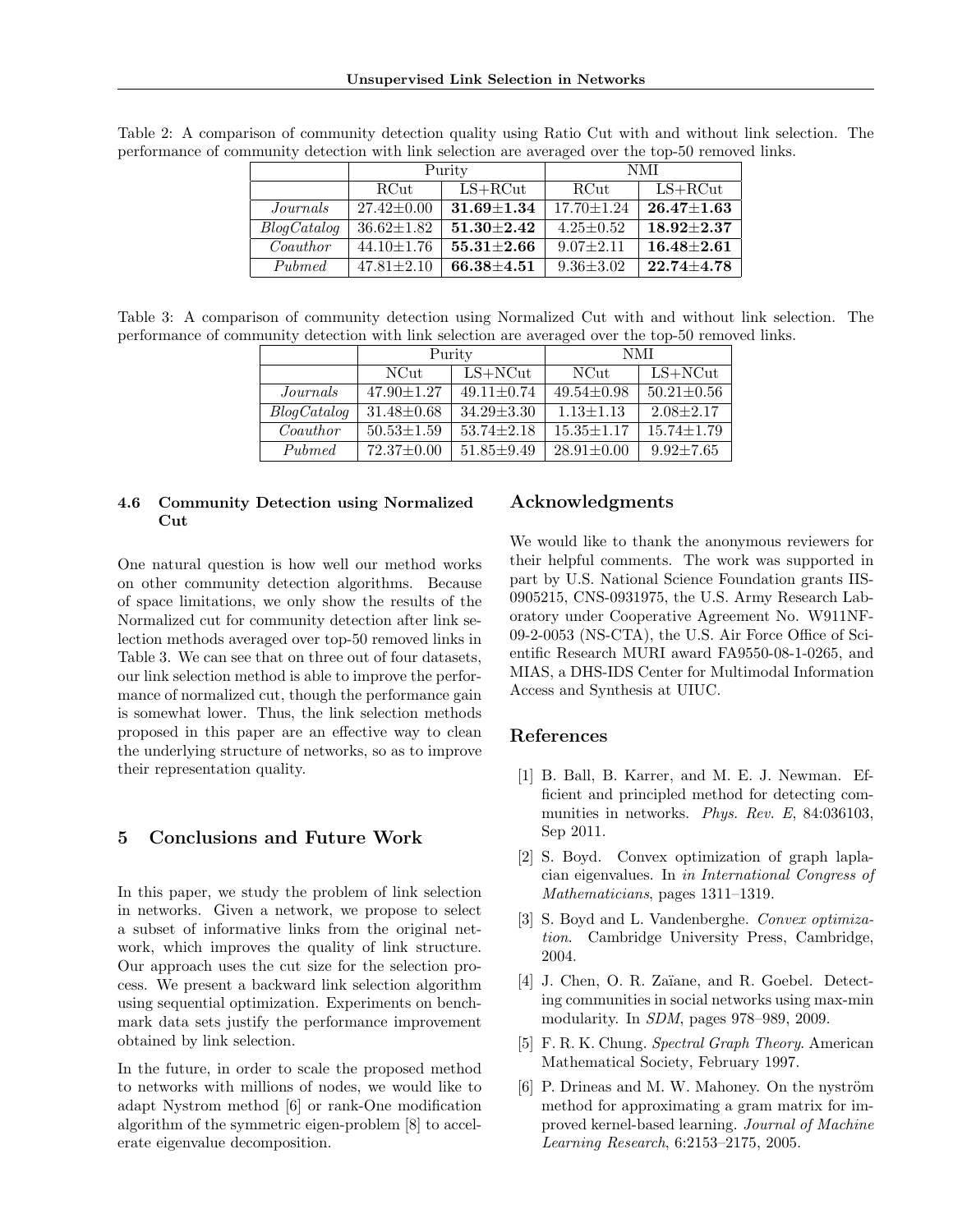Table 2: A comparison of community detection quality using Ratio Cut with and without link selection. The performance of community detection with link selection are averaged over the top-50 removed links.

| | Purity | | NMI | |
|---|---|---|---|---|
| | RCut | LS+RCut | RCut | LS+RCut |
| *Journals* | 27.42±0.00 | **31.69±1.34** | 17.70±1.24 | **26.47±1.63** |
| *BlogCatalog* | 36.62±1.82 | **51.30±2.42** | 4.25±0.52 | **18.92±2.37** |
| *Coauthor* | 44.10±1.76 | **55.31±2.66** | 9.07±2.11 | **16.48±2.61** |
| *Pubmed* | 47.81±2.10 | **66.38±4.51** | 9.36±3.02 | **22.74±4.78** |

Table 3: A comparison of community detection using Normalized Cut with and without link selection. The performance of community detection with link selection are averaged over the top-50 removed links.

| | Purity | | NMI | |
|---|---|---|---|---|
| | NCut | LS+NCut | NCut | LS+NCut |
| *Journals* | 47.90±1.27 | 49.11±0.74 | 49.54±0.98 | 50.21±0.56 |
| *BlogCatalog* | 31.48±0.68 | 34.29±3.30 | 1.13±1.13 | 2.08±2.17 |
| *Coauthor* | 50.53±1.59 | 53.74±2.18 | 15.35±1.17 | 15.74±1.79 |
| *Pubmed* | 72.37±0.00 | 51.85±9.49 | 28.91±0.00 | 9.92±7.65 |

### 4.6 Community Detection using Normalized Cut

One natural question is how well our method works on other community detection algorithms. Because of space limitations, we only show the results of the Normalized cut for community detection after link selection methods averaged over top-50 removed links in Table 3. We can see that on three out of four datasets, our link selection method is able to improve the performance of normalized cut, though the performance gain is somewhat lower. Thus, the link selection methods proposed in this paper are an effective way to clean the underlying structure of networks, so as to improve their representation quality.

## 5 Conclusions and Future Work

In this paper, we study the problem of link selection in networks. Given a network, we propose to select a subset of informative links from the original network, which improves the quality of link structure. Our approach uses the cut size for the selection process. We present a backward link selection algorithm using sequential optimization. Experiments on benchmark data sets justify the performance improvement obtained by link selection.

In the future, in order to scale the proposed method to networks with millions of nodes, we would like to adapt Nystrom method [6] or rank-One modification algorithm of the symmetric eigen-problem [8] to accelerate eigenvalue decomposition.

## Acknowledgments

We would like to thank the anonymous reviewers for their helpful comments. The work was supported in part by U.S. National Science Foundation grants IIS-0905215, CNS-0931975, the U.S. Army Research Laboratory under Cooperative Agreement No. W911NF-09-2-0053 (NS-CTA), the U.S. Air Force Office of Scientific Research MURI award FA9550-08-1-0265, and MIAS, a DHS-IDS Center for Multimodal Information Access and Synthesis at UIUC.

## References

[1] B. Ball, B. Karrer, and M. E. J. Newman. Efficient and principled method for detecting communities in networks. *Phys. Rev. E*, 84:036103, Sep 2011.

[2] S. Boyd. Convex optimization of graph laplacian eigenvalues. In *in International Congress of Mathematicians*, pages 1311–1319.

[3] S. Boyd and L. Vandenberghe. *Convex optimization*. Cambridge University Press, Cambridge, 2004.

[4] J. Chen, O. R. Zaïane, and R. Goebel. Detecting communities in social networks using max-min modularity. In *SDM*, pages 978–989, 2009.

[5] F. R. K. Chung. *Spectral Graph Theory*. American Mathematical Society, February 1997.

[6] P. Drineas and M. W. Mahoney. On the nyström method for approximating a gram matrix for improved kernel-based learning. *Journal of Machine Learning Research*, 6:2153–2175, 2005.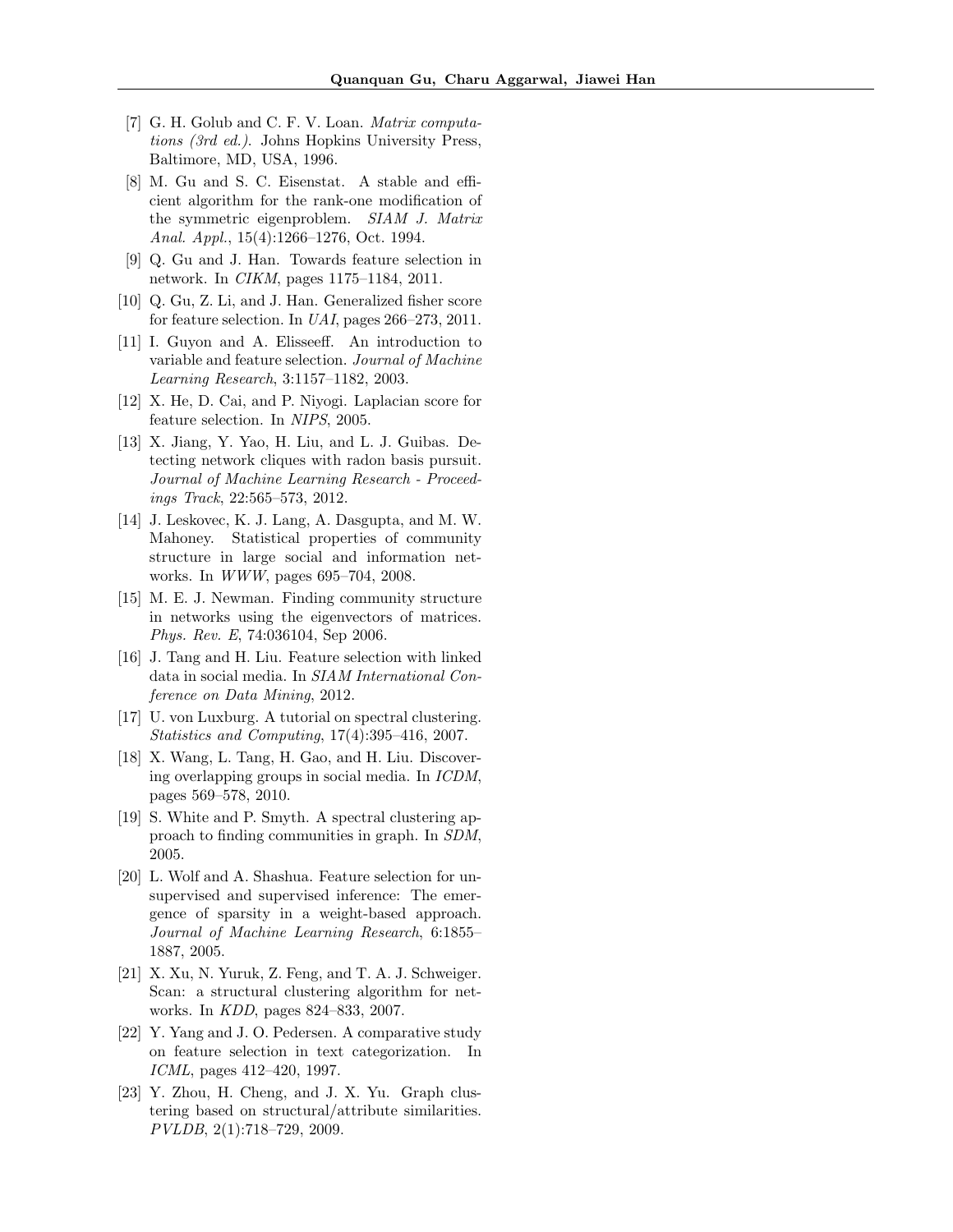[7] G. H. Golub and C. F. V. Loan. *Matrix computations (3rd ed.)*. Johns Hopkins University Press, Baltimore, MD, USA, 1996.

[8] M. Gu and S. C. Eisenstat. A stable and efficient algorithm for the rank-one modification of the symmetric eigenproblem. *SIAM J. Matrix Anal. Appl.*, 15(4):1266–1276, Oct. 1994.

[9] Q. Gu and J. Han. Towards feature selection in network. In *CIKM*, pages 1175–1184, 2011.

[10] Q. Gu, Z. Li, and J. Han. Generalized fisher score for feature selection. In *UAI*, pages 266–273, 2011.

[11] I. Guyon and A. Elisseeff. An introduction to variable and feature selection. *Journal of Machine Learning Research*, 3:1157–1182, 2003.

[12] X. He, D. Cai, and P. Niyogi. Laplacian score for feature selection. In *NIPS*, 2005.

[13] X. Jiang, Y. Yao, H. Liu, and L. J. Guibas. Detecting network cliques with radon basis pursuit. *Journal of Machine Learning Research - Proceedings Track*, 22:565–573, 2012.

[14] J. Leskovec, K. J. Lang, A. Dasgupta, and M. W. Mahoney. Statistical properties of community structure in large social and information networks. In *WWW*, pages 695–704, 2008.

[15] M. E. J. Newman. Finding community structure in networks using the eigenvectors of matrices. *Phys. Rev. E*, 74:036104, Sep 2006.

[16] J. Tang and H. Liu. Feature selection with linked data in social media. In *SIAM International Conference on Data Mining*, 2012.

[17] U. von Luxburg. A tutorial on spectral clustering. *Statistics and Computing*, 17(4):395–416, 2007.

[18] X. Wang, L. Tang, H. Gao, and H. Liu. Discovering overlapping groups in social media. In *ICDM*, pages 569–578, 2010.

[19] S. White and P. Smyth. A spectral clustering approach to finding communities in graph. In *SDM*, 2005.

[20] L. Wolf and A. Shashua. Feature selection for unsupervised and supervised inference: The emergence of sparsity in a weight-based approach. *Journal of Machine Learning Research*, 6:1855–1887, 2005.

[21] X. Xu, N. Yuruk, Z. Feng, and T. A. J. Schweiger. Scan: a structural clustering algorithm for networks. In *KDD*, pages 824–833, 2007.

[22] Y. Yang and J. O. Pedersen. A comparative study on feature selection in text categorization. In *ICML*, pages 412–420, 1997.

[23] Y. Zhou, H. Cheng, and J. X. Yu. Graph clustering based on structural/attribute similarities. *PVLDB*, 2(1):718–729, 2009.